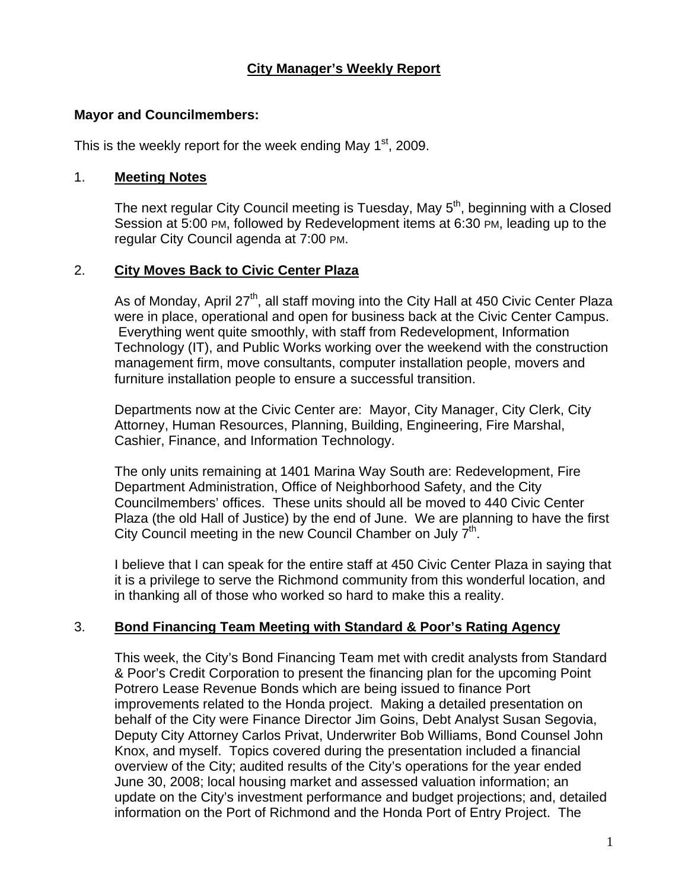# City Manager's Weekly Report

**Mayor and Councilmembers:**

This is the weekly report for the week ending May 1st, 2009.

## 1. Meeting Notes

The next regular City Council meeting is Tuesday, May 5th, beginning with a Closed Session at 5:00 PM, followed by Redevelopment items at 6:30 PM, leading up to the regular City Council agenda at 7:00 PM.

## 2. City Moves Back to Civic Center Plaza

As of Monday, April 27th, all staff moving into the City Hall at 450 Civic Center Plaza were in place, operational and open for business back at the Civic Center Campus. Everything went quite smoothly, with staff from Redevelopment, Information Technology (IT), and Public Works working over the weekend with the construction management firm, move consultants, computer installation people, movers and furniture installation people to ensure a successful transition.

Departments now at the Civic Center are: Mayor, City Manager, City Clerk, City Attorney, Human Resources, Planning, Building, Engineering, Fire Marshal, Cashier, Finance, and Information Technology.

The only units remaining at 1401 Marina Way South are: Redevelopment, Fire Department Administration, Office of Neighborhood Safety, and the City Councilmembers' offices. These units should all be moved to 440 Civic Center Plaza (the old Hall of Justice) by the end of June. We are planning to have the first City Council meeting in the new Council Chamber on July 7th.

I believe that I can speak for the entire staff at 450 Civic Center Plaza in saying that it is a privilege to serve the Richmond community from this wonderful location, and in thanking all of those who worked so hard to make this a reality.

## 3. Bond Financing Team Meeting with Standard & Poor's Rating Agency

This week, the City's Bond Financing Team met with credit analysts from Standard & Poor's Credit Corporation to present the financing plan for the upcoming Point Potrero Lease Revenue Bonds which are being issued to finance Port improvements related to the Honda project. Making a detailed presentation on behalf of the City were Finance Director Jim Goins, Debt Analyst Susan Segovia, Deputy City Attorney Carlos Privat, Underwriter Bob Williams, Bond Counsel John Knox, and myself. Topics covered during the presentation included a financial overview of the City; audited results of the City's operations for the year ended June 30, 2008; local housing market and assessed valuation information; an update on the City's investment performance and budget projections; and, detailed information on the Port of Richmond and the Honda Port of Entry Project. The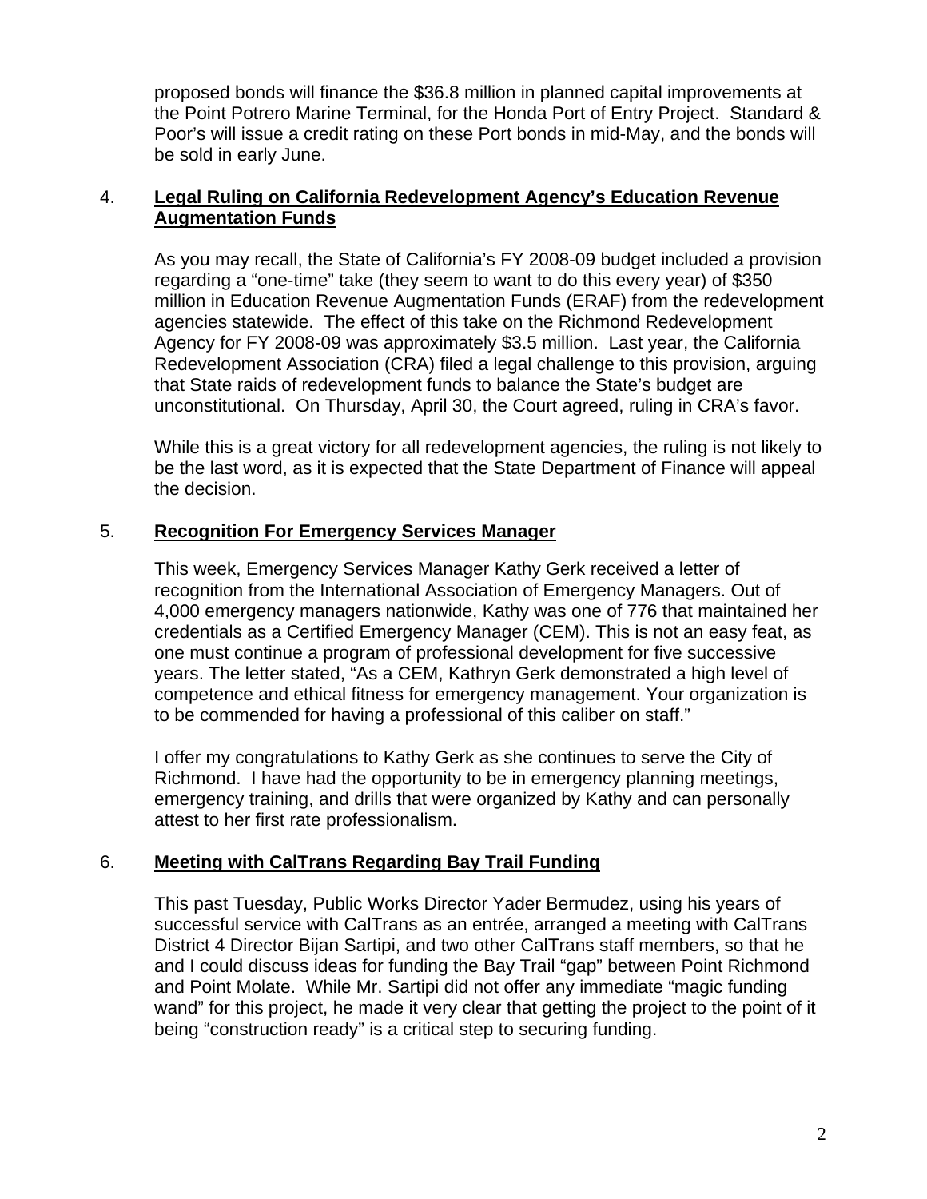proposed bonds will finance the $36.8 million in planned capital improvements at the Point Potrero Marine Terminal, for the Honda Port of Entry Project. Standard & Poor's will issue a credit rating on these Port bonds in mid-May, and the bonds will be sold in early June.

4. **<u>Legal Ruling on California Redevelopment Agency's Education Revenue Augmentation Funds</u>**

As you may recall, the State of California's FY 2008-09 budget included a provision regarding a "one-time" take (they seem to want to do this every year) of $350 million in Education Revenue Augmentation Funds (ERAF) from the redevelopment agencies statewide. The effect of this take on the Richmond Redevelopment Agency for FY 2008-09 was approximately $3.5 million. Last year, the California Redevelopment Association (CRA) filed a legal challenge to this provision, arguing that State raids of redevelopment funds to balance the State's budget are unconstitutional. On Thursday, April 30, the Court agreed, ruling in CRA's favor.

While this is a great victory for all redevelopment agencies, the ruling is not likely to be the last word, as it is expected that the State Department of Finance will appeal the decision.

5. **<u>Recognition For Emergency Services Manager</u>**

This week, Emergency Services Manager Kathy Gerk received a letter of recognition from the International Association of Emergency Managers. Out of 4,000 emergency managers nationwide, Kathy was one of 776 that maintained her credentials as a Certified Emergency Manager (CEM). This is not an easy feat, as one must continue a program of professional development for five successive years. The letter stated, "As a CEM, Kathryn Gerk demonstrated a high level of competence and ethical fitness for emergency management. Your organization is to be commended for having a professional of this caliber on staff."

I offer my congratulations to Kathy Gerk as she continues to serve the City of Richmond. I have had the opportunity to be in emergency planning meetings, emergency training, and drills that were organized by Kathy and can personally attest to her first rate professionalism.

6. **<u>Meeting with CalTrans Regarding Bay Trail Funding</u>**

This past Tuesday, Public Works Director Yader Bermudez, using his years of successful service with CalTrans as an entrée, arranged a meeting with CalTrans District 4 Director Bijan Sartipi, and two other CalTrans staff members, so that he and I could discuss ideas for funding the Bay Trail "gap" between Point Richmond and Point Molate. While Mr. Sartipi did not offer any immediate "magic funding wand" for this project, he made it very clear that getting the project to the point of it being "construction ready" is a critical step to securing funding.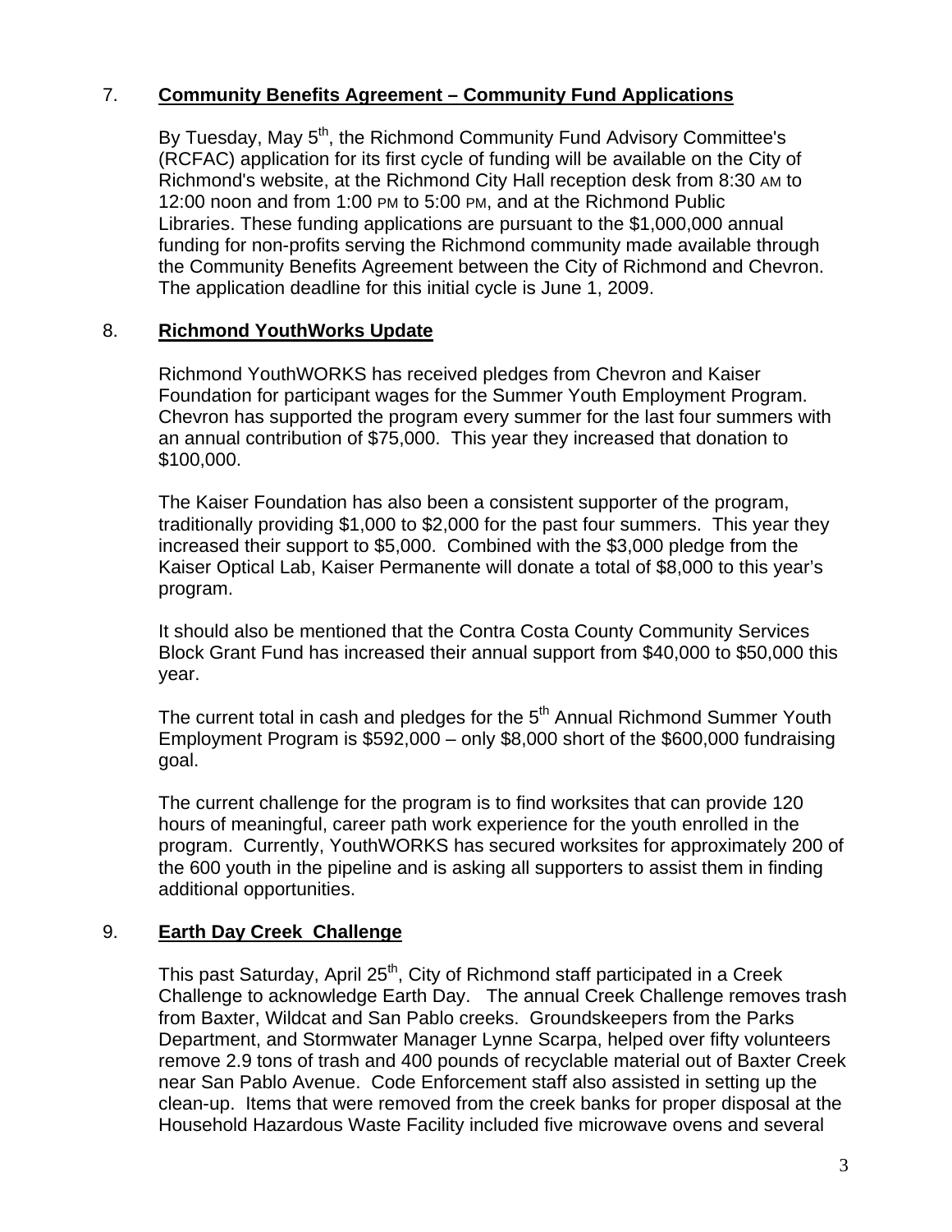7. **Community Benefits Agreement – Community Fund Applications**

By Tuesday, May 5th, the Richmond Community Fund Advisory Committee's (RCFAC) application for its first cycle of funding will be available on the City of Richmond's website, at the Richmond City Hall reception desk from 8:30 AM to 12:00 noon and from 1:00 PM to 5:00 PM, and at the Richmond Public Libraries. These funding applications are pursuant to the $1,000,000 annual funding for non-profits serving the Richmond community made available through the Community Benefits Agreement between the City of Richmond and Chevron. The application deadline for this initial cycle is June 1, 2009.

8. **Richmond YouthWorks Update**

Richmond YouthWORKS has received pledges from Chevron and Kaiser Foundation for participant wages for the Summer Youth Employment Program. Chevron has supported the program every summer for the last four summers with an annual contribution of $75,000. This year they increased that donation to $100,000.

The Kaiser Foundation has also been a consistent supporter of the program, traditionally providing $1,000 to $2,000 for the past four summers. This year they increased their support to $5,000. Combined with the $3,000 pledge from the Kaiser Optical Lab, Kaiser Permanente will donate a total of $8,000 to this year's program.

It should also be mentioned that the Contra Costa County Community Services Block Grant Fund has increased their annual support from $40,000 to $50,000 this year.

The current total in cash and pledges for the 5th Annual Richmond Summer Youth Employment Program is $592,000 – only $8,000 short of the $600,000 fundraising goal.

The current challenge for the program is to find worksites that can provide 120 hours of meaningful, career path work experience for the youth enrolled in the program. Currently, YouthWORKS has secured worksites for approximately 200 of the 600 youth in the pipeline and is asking all supporters to assist them in finding additional opportunities.

9. **Earth Day Creek Challenge**

This past Saturday, April 25th, City of Richmond staff participated in a Creek Challenge to acknowledge Earth Day. The annual Creek Challenge removes trash from Baxter, Wildcat and San Pablo creeks. Groundskeepers from the Parks Department, and Stormwater Manager Lynne Scarpa, helped over fifty volunteers remove 2.9 tons of trash and 400 pounds of recyclable material out of Baxter Creek near San Pablo Avenue. Code Enforcement staff also assisted in setting up the clean-up. Items that were removed from the creek banks for proper disposal at the Household Hazardous Waste Facility included five microwave ovens and several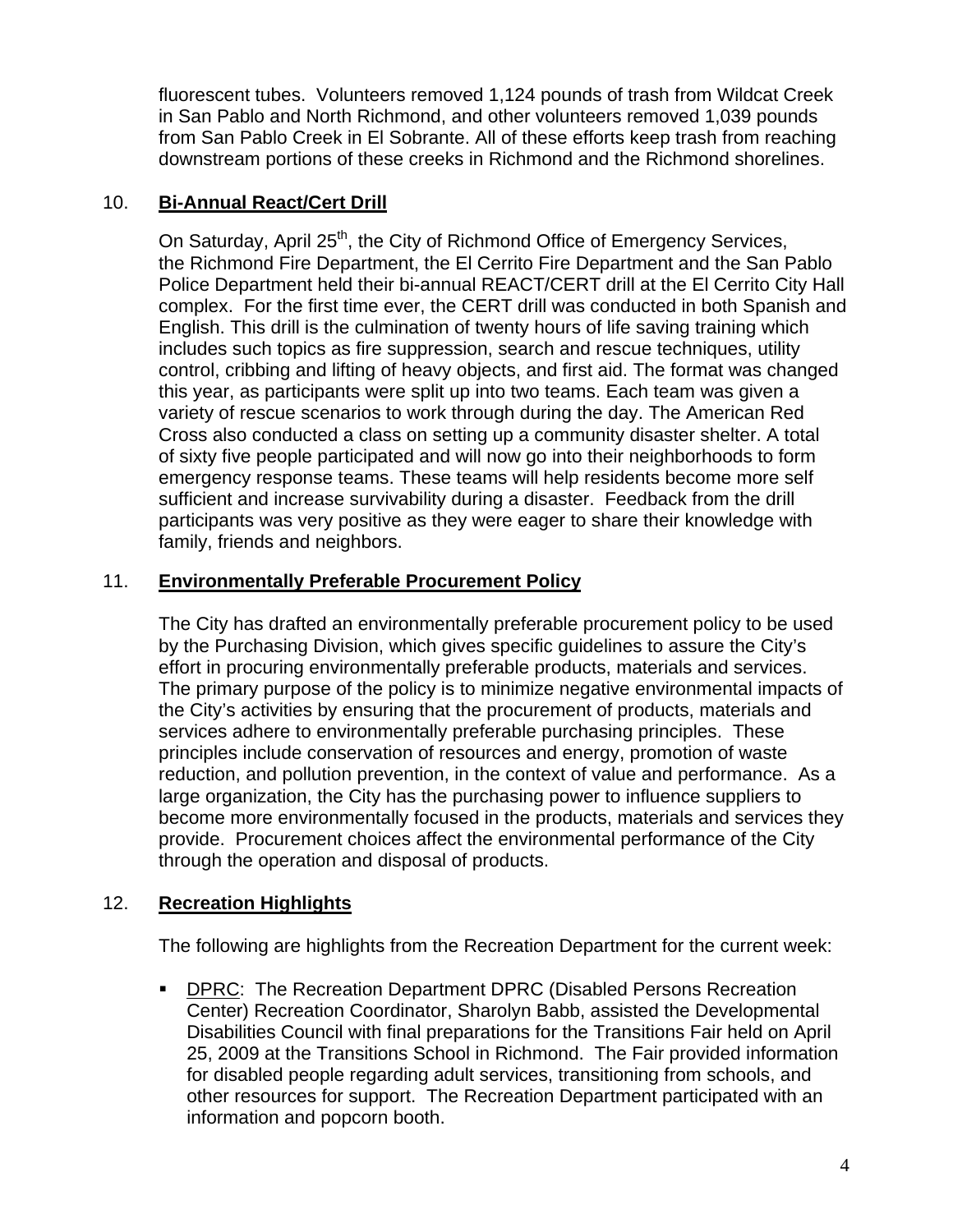fluorescent tubes. Volunteers removed 1,124 pounds of trash from Wildcat Creek in San Pablo and North Richmond, and other volunteers removed 1,039 pounds from San Pablo Creek in El Sobrante. All of these efforts keep trash from reaching downstream portions of these creeks in Richmond and the Richmond shorelines.

## 10. **Bi-Annual React/Cert Drill**

On Saturday, April 25th, the City of Richmond Office of Emergency Services, the Richmond Fire Department, the El Cerrito Fire Department and the San Pablo Police Department held their bi-annual REACT/CERT drill at the El Cerrito City Hall complex. For the first time ever, the CERT drill was conducted in both Spanish and English. This drill is the culmination of twenty hours of life saving training which includes such topics as fire suppression, search and rescue techniques, utility control, cribbing and lifting of heavy objects, and first aid. The format was changed this year, as participants were split up into two teams. Each team was given a variety of rescue scenarios to work through during the day. The American Red Cross also conducted a class on setting up a community disaster shelter. A total of sixty five people participated and will now go into their neighborhoods to form emergency response teams. These teams will help residents become more self sufficient and increase survivability during a disaster. Feedback from the drill participants was very positive as they were eager to share their knowledge with family, friends and neighbors.

## 11. **Environmentally Preferable Procurement Policy**

The City has drafted an environmentally preferable procurement policy to be used by the Purchasing Division, which gives specific guidelines to assure the City's effort in procuring environmentally preferable products, materials and services. The primary purpose of the policy is to minimize negative environmental impacts of the City's activities by ensuring that the procurement of products, materials and services adhere to environmentally preferable purchasing principles. These principles include conservation of resources and energy, promotion of waste reduction, and pollution prevention, in the context of value and performance. As a large organization, the City has the purchasing power to influence suppliers to become more environmentally focused in the products, materials and services they provide. Procurement choices affect the environmental performance of the City through the operation and disposal of products.

## 12. **Recreation Highlights**

The following are highlights from the Recreation Department for the current week:

- DPRC: The Recreation Department DPRC (Disabled Persons Recreation Center) Recreation Coordinator, Sharolyn Babb, assisted the Developmental Disabilities Council with final preparations for the Transitions Fair held on April 25, 2009 at the Transitions School in Richmond. The Fair provided information for disabled people regarding adult services, transitioning from schools, and other resources for support. The Recreation Department participated with an information and popcorn booth.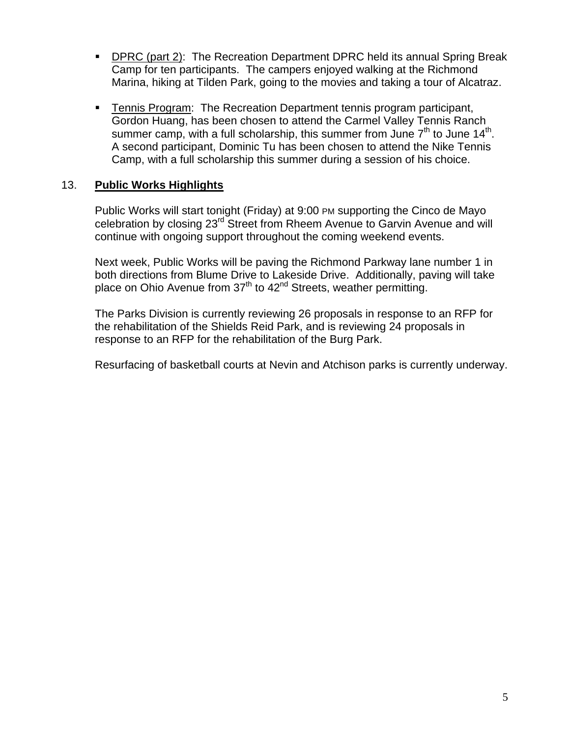- DPRC (part 2): The Recreation Department DPRC held its annual Spring Break Camp for ten participants. The campers enjoyed walking at the Richmond Marina, hiking at Tilden Park, going to the movies and taking a tour of Alcatraz.

- Tennis Program: The Recreation Department tennis program participant, Gordon Huang, has been chosen to attend the Carmel Valley Tennis Ranch summer camp, with a full scholarship, this summer from June 7th to June 14th. A second participant, Dominic Tu has been chosen to attend the Nike Tennis Camp, with a full scholarship this summer during a session of his choice.

## 13. **Public Works Highlights**

Public Works will start tonight (Friday) at 9:00 PM supporting the Cinco de Mayo celebration by closing 23rd Street from Rheem Avenue to Garvin Avenue and will continue with ongoing support throughout the coming weekend events.

Next week, Public Works will be paving the Richmond Parkway lane number 1 in both directions from Blume Drive to Lakeside Drive. Additionally, paving will take place on Ohio Avenue from 37th to 42nd Streets, weather permitting.

The Parks Division is currently reviewing 26 proposals in response to an RFP for the rehabilitation of the Shields Reid Park, and is reviewing 24 proposals in response to an RFP for the rehabilitation of the Burg Park.

Resurfacing of basketball courts at Nevin and Atchison parks is currently underway.